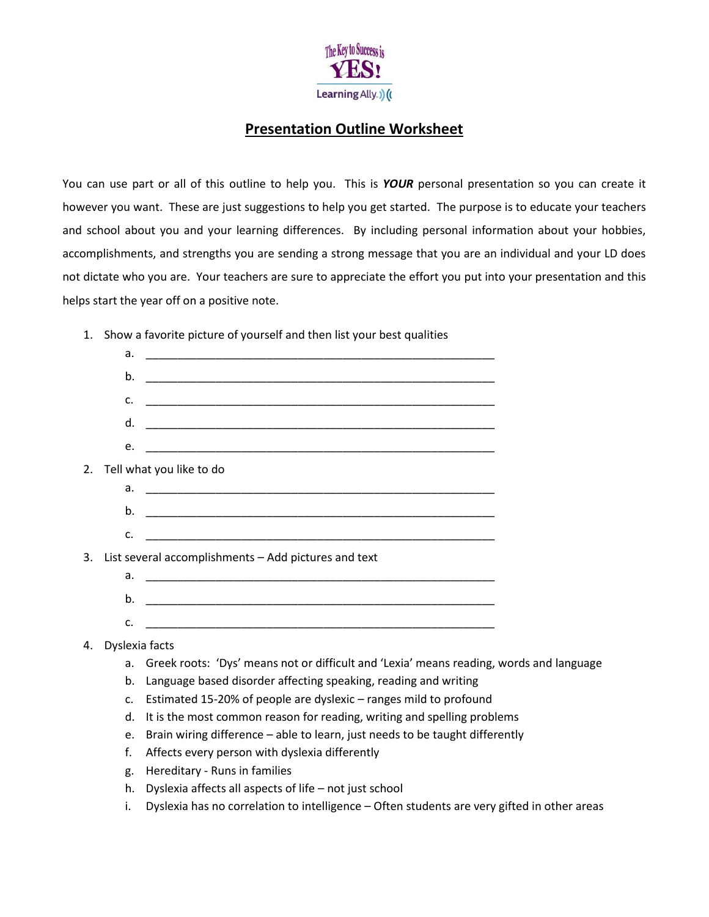# Presentation Outline Worksheet

You can use part or all of this outline to help you. This is ***YOUR*** personal presentation so you can create it however you want. These are just suggestions to help you get started. The purpose is to educate your teachers and school about you and your learning differences. By including personal information about your hobbies, accomplishments, and strengths you are sending a strong message that you are an individual and your LD does not dictate who you are. Your teachers are sure to appreciate the effort you put into your presentation and this helps start the year off on a positive note.

1. Show a favorite picture of yourself and then list your best qualities
    a. ______________________________________________________
    b. ______________________________________________________
    c. ______________________________________________________
    d. ______________________________________________________
    e. ______________________________________________________
2. Tell what you like to do
    a. ______________________________________________________
    b. ______________________________________________________
    c. ______________________________________________________
3. List several accomplishments – Add pictures and text
    a. ______________________________________________________
    b. ______________________________________________________
    c. ______________________________________________________
4. Dyslexia facts
    a. Greek roots: 'Dys' means not or difficult and 'Lexia' means reading, words and language
    b. Language based disorder affecting speaking, reading and writing
    c. Estimated 15-20% of people are dyslexic – ranges mild to profound
    d. It is the most common reason for reading, writing and spelling problems
    e. Brain wiring difference – able to learn, just needs to be taught differently
    f. Affects every person with dyslexia differently
    g. Hereditary - Runs in families
    h. Dyslexia affects all aspects of life – not just school
    i. Dyslexia has no correlation to intelligence – Often students are very gifted in other areas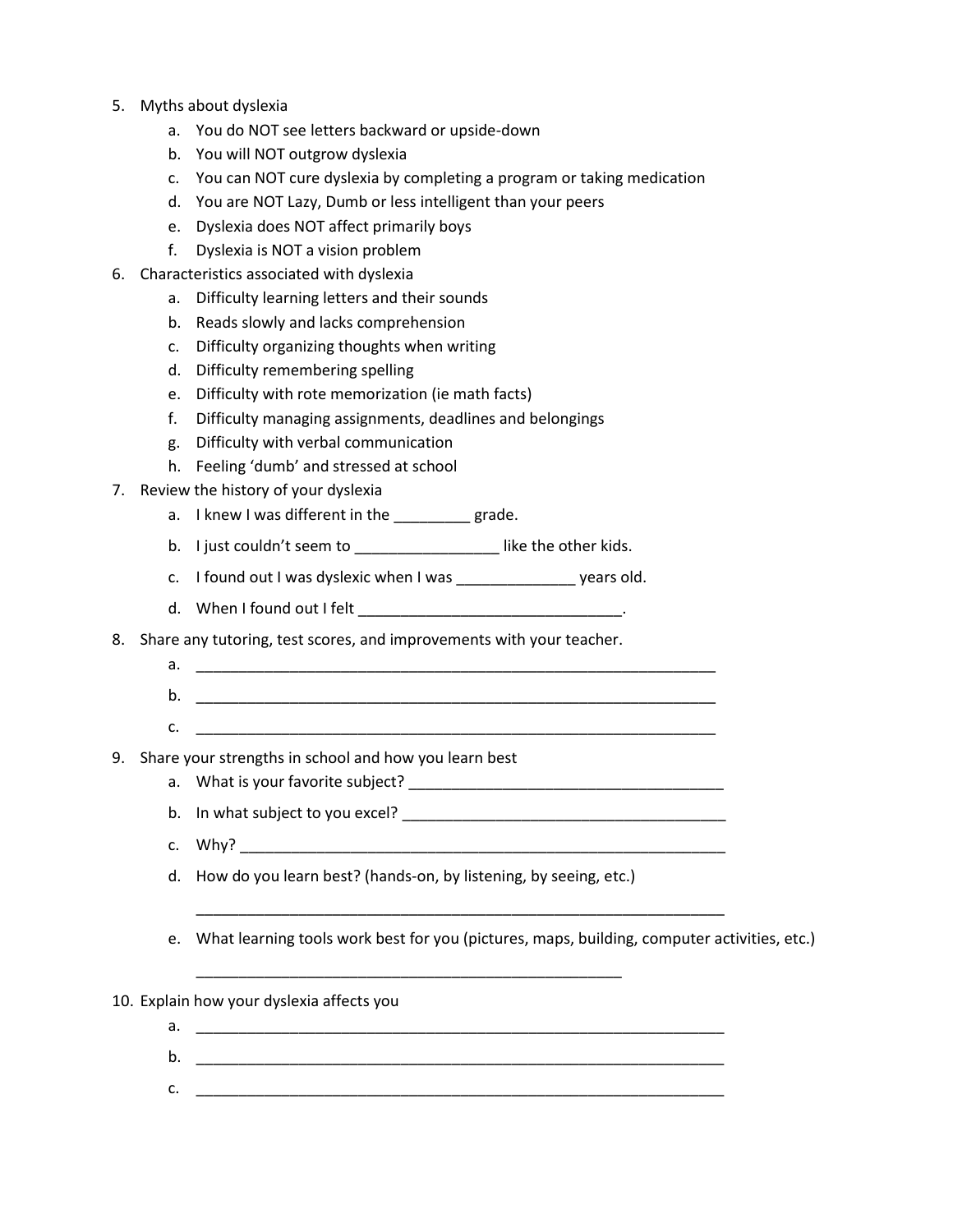5. Myths about dyslexia
    a. You do NOT see letters backward or upside-down
    b. You will NOT outgrow dyslexia
    c. You can NOT cure dyslexia by completing a program or taking medication
    d. You are NOT Lazy, Dumb or less intelligent than your peers
    e. Dyslexia does NOT affect primarily boys
    f. Dyslexia is NOT a vision problem
6. Characteristics associated with dyslexia
    a. Difficulty learning letters and their sounds
    b. Reads slowly and lacks comprehension
    c. Difficulty organizing thoughts when writing
    d. Difficulty remembering spelling
    e. Difficulty with rote memorization (ie math facts)
    f. Difficulty managing assignments, deadlines and belongings
    g. Difficulty with verbal communication
    h. Feeling 'dumb' and stressed at school
7. Review the history of your dyslexia
    a. I knew I was different in the _________ grade.
    b. I just couldn't seem to _________________ like the other kids.
    c. I found out I was dyslexic when I was ______________ years old.
    d. When I found out I felt _______________________________.
8. Share any tutoring, test scores, and improvements with your teacher.
    a. _________________________________________________________________
    b. _________________________________________________________________
    c. _________________________________________________________________
9. Share your strengths in school and how you learn best
    a. What is your favorite subject? ______________________________________
    b. In what subject to you excel? ________________________________________
    c. Why? _____________________________________________________________
    d. How do you learn best? (hands-on, by listening, by seeing, etc.)

       _________________________________________________________________
    e. What learning tools work best for you (pictures, maps, building, computer activities, etc.)

       _____________________________________________________
10. Explain how your dyslexia affects you
    a. _________________________________________________________________
    b. _________________________________________________________________
    c. _________________________________________________________________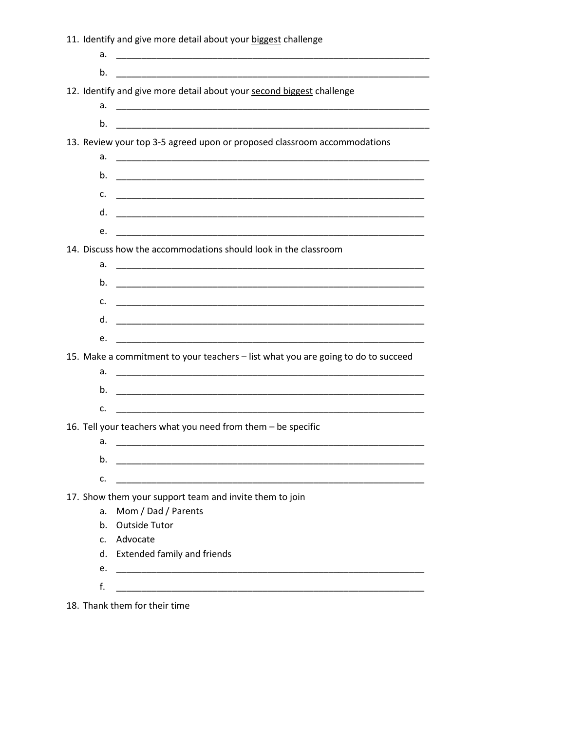11. Identify and give more detail about your <u>biggest</u> challenge
    a. ________________________________________________________________
    b. ________________________________________________________________
12. Identify and give more detail about your <u>second biggest</u> challenge
    a. ________________________________________________________________
    b. ________________________________________________________________
13. Review your top 3-5 agreed upon or proposed classroom accommodations
    a. ________________________________________________________________
    b. ________________________________________________________________
    c. ________________________________________________________________
    d. ________________________________________________________________
    e. ________________________________________________________________
14. Discuss how the accommodations should look in the classroom
    a. ________________________________________________________________
    b. ________________________________________________________________
    c. ________________________________________________________________
    d. ________________________________________________________________
    e. ________________________________________________________________
15. Make a commitment to your teachers – list what you are going to do to succeed
    a. ________________________________________________________________
    b. ________________________________________________________________
    c. ________________________________________________________________
16. Tell your teachers what you need from them – be specific
    a. ________________________________________________________________
    b. ________________________________________________________________
    c. ________________________________________________________________
17. Show them your support team and invite them to join
    a. Mom / Dad / Parents
    b. Outside Tutor
    c. Advocate
    d. Extended family and friends
    e. ________________________________________________________________
    f. ________________________________________________________________
18. Thank them for their time